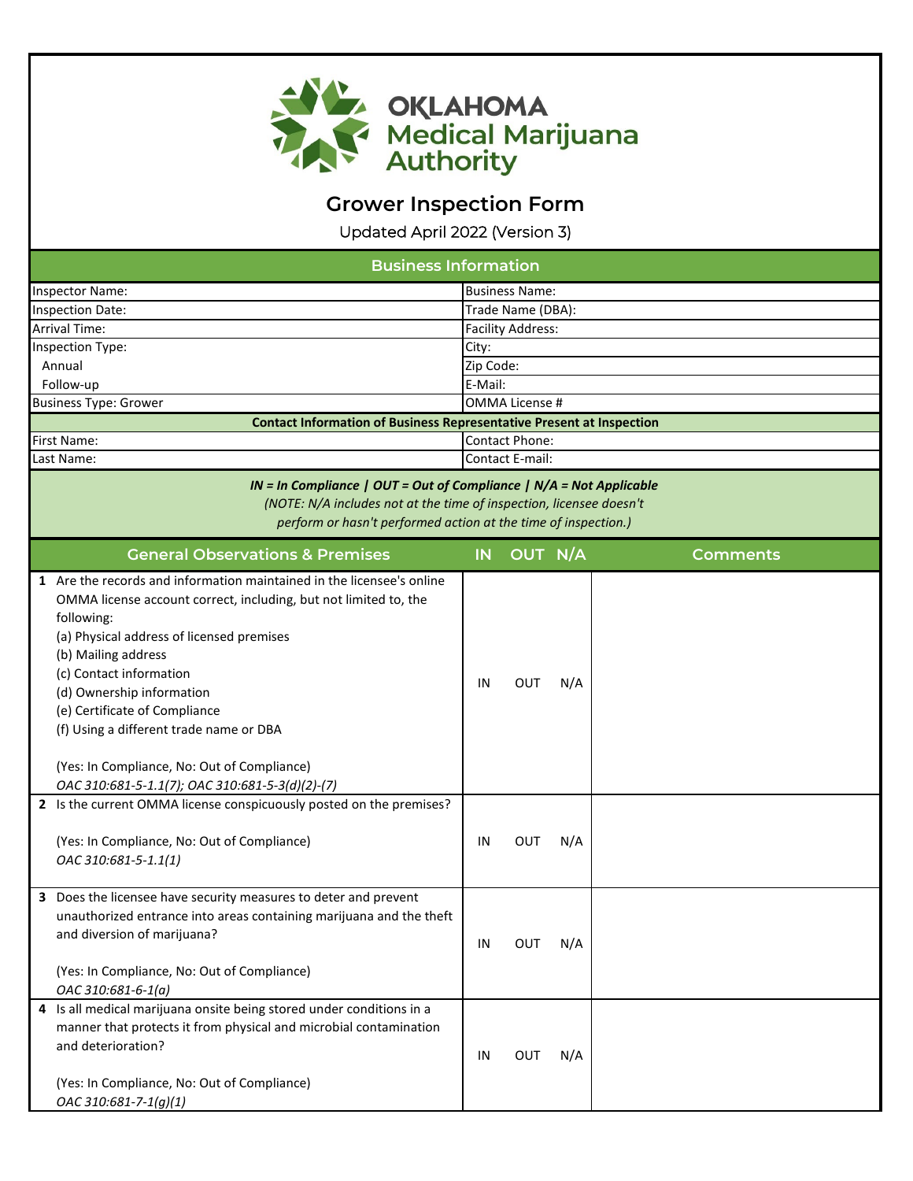# OKLAHOMA Medical Marijuana Authority

## Grower Inspection Form

Updated April 2022 (Version 3)

### Business Information

| | |
|---|---|
| Inspector Name: | Business Name: |
| Inspection Date: | Trade Name (DBA): |
| Arrival Time: | Facility Address: |
| Inspection Type: | City: |
| Annual | Zip Code: |
| Follow-up | E-Mail: |
| Business Type: Grower | OMMA License # |

**Contact Information of Business Representative Present at Inspection**

| | |
|---|---|
| First Name: | Contact Phone: |
| Last Name: | Contact E-mail: |

***IN = In Compliance | OUT = Out of Compliance | N/A = Not Applicable***

*(NOTE: N/A includes not at the time of inspection, licensee doesn't perform or hasn't performed action at the time of inspection.)*

| General Observations & Premises | IN | OUT | N/A | Comments |
|---|---|---|---|---|
| **1** Are the records and information maintained in the licensee's online OMMA license account correct, including, but not limited to, the following:<br>(a) Physical address of licensed premises<br>(b) Mailing address<br>(c) Contact information<br>(d) Ownership information<br>(e) Certificate of Compliance<br>(f) Using a different trade name or DBA<br><br>(Yes: In Compliance, No: Out of Compliance)<br>*OAC 310:681-5-1.1(7); OAC 310:681-5-3(d)(2)-(7)* | IN | OUT | N/A | |
| **2** Is the current OMMA license conspicuously posted on the premises?<br><br>(Yes: In Compliance, No: Out of Compliance)<br>*OAC 310:681-5-1.1(1)* | IN | OUT | N/A | |
| **3** Does the licensee have security measures to deter and prevent unauthorized entrance into areas containing marijuana and the theft and diversion of marijuana?<br><br>(Yes: In Compliance, No: Out of Compliance)<br>*OAC 310:681-6-1(a)* | IN | OUT | N/A | |
| **4** Is all medical marijuana onsite being stored under conditions in a manner that protects it from physical and microbial contamination and deterioration?<br><br>(Yes: In Compliance, No: Out of Compliance)<br>*OAC 310:681-7-1(g)(1)* | IN | OUT | N/A | |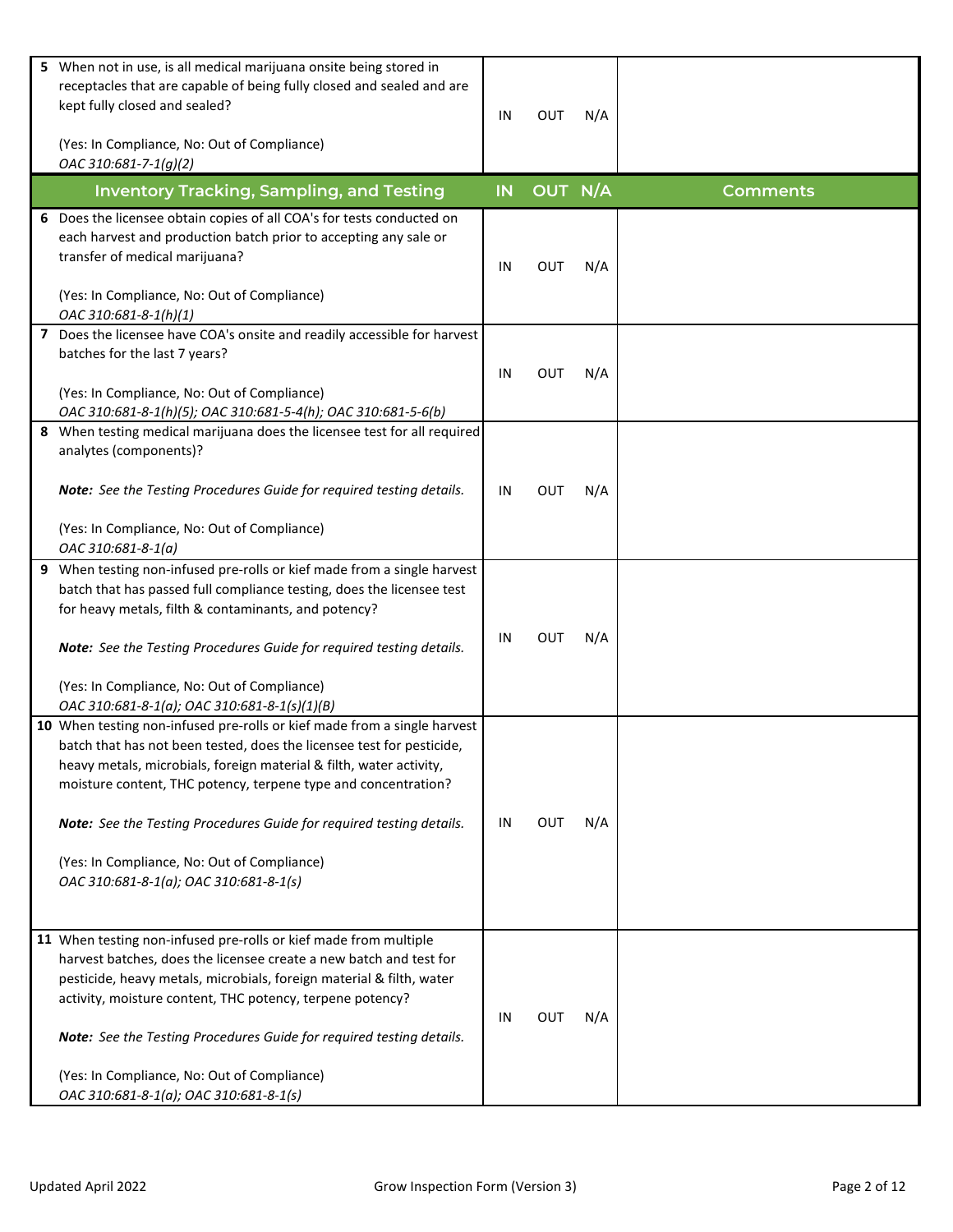| # | Question | IN | OUT | N/A | Comments |
|---|---|---|---|---|---|
| 5 | When not in use, is all medical marijuana onsite being stored in receptacles that are capable of being fully closed and sealed and are kept fully closed and sealed?<br><br>(Yes: In Compliance, No: Out of Compliance)<br>*OAC 310:681-7-1(g)(2)* | IN | OUT | N/A | |
| | **Inventory Tracking, Sampling, and Testing** | **IN** | **OUT** | **N/A** | **Comments** |
| 6 | Does the licensee obtain copies of all COA's for tests conducted on each harvest and production batch prior to accepting any sale or transfer of medical marijuana?<br><br>(Yes: In Compliance, No: Out of Compliance)<br>*OAC 310:681-8-1(h)(1)* | IN | OUT | N/A | |
| 7 | Does the licensee have COA's onsite and readily accessible for harvest batches for the last 7 years?<br><br>(Yes: In Compliance, No: Out of Compliance)<br>*OAC 310:681-8-1(h)(5); OAC 310:681-5-4(h); OAC 310:681-5-6(b)* | IN | OUT | N/A | |
| 8 | When testing medical marijuana does the licensee test for all required analytes (components)?<br><br>***Note:** See the Testing Procedures Guide for required testing details.*<br><br>(Yes: In Compliance, No: Out of Compliance)<br>*OAC 310:681-8-1(a)* | IN | OUT | N/A | |
| 9 | When testing non-infused pre-rolls or kief made from a single harvest batch that has passed full compliance testing, does the licensee test for heavy metals, filth & contaminants, and potency?<br><br>***Note:** See the Testing Procedures Guide for required testing details.*<br><br>(Yes: In Compliance, No: Out of Compliance)<br>*OAC 310:681-8-1(a); OAC 310:681-8-1(s)(1)(B)* | IN | OUT | N/A | |
| 10 | When testing non-infused pre-rolls or kief made from a single harvest batch that has not been tested, does the licensee test for pesticide, heavy metals, microbials, foreign material & filth, water activity, moisture content, THC potency, terpene type and concentration?<br><br>***Note:** See the Testing Procedures Guide for required testing details.*<br><br>(Yes: In Compliance, No: Out of Compliance)<br>*OAC 310:681-8-1(a); OAC 310:681-8-1(s)* | IN | OUT | N/A | |
| 11 | When testing non-infused pre-rolls or kief made from multiple harvest batches, does the licensee create a new batch and test for pesticide, heavy metals, microbials, foreign material & filth, water activity, moisture content, THC potency, terpene potency?<br><br>***Note:** See the Testing Procedures Guide for required testing details.*<br><br>(Yes: In Compliance, No: Out of Compliance)<br>*OAC 310:681-8-1(a); OAC 310:681-8-1(s)* | IN | OUT | N/A | |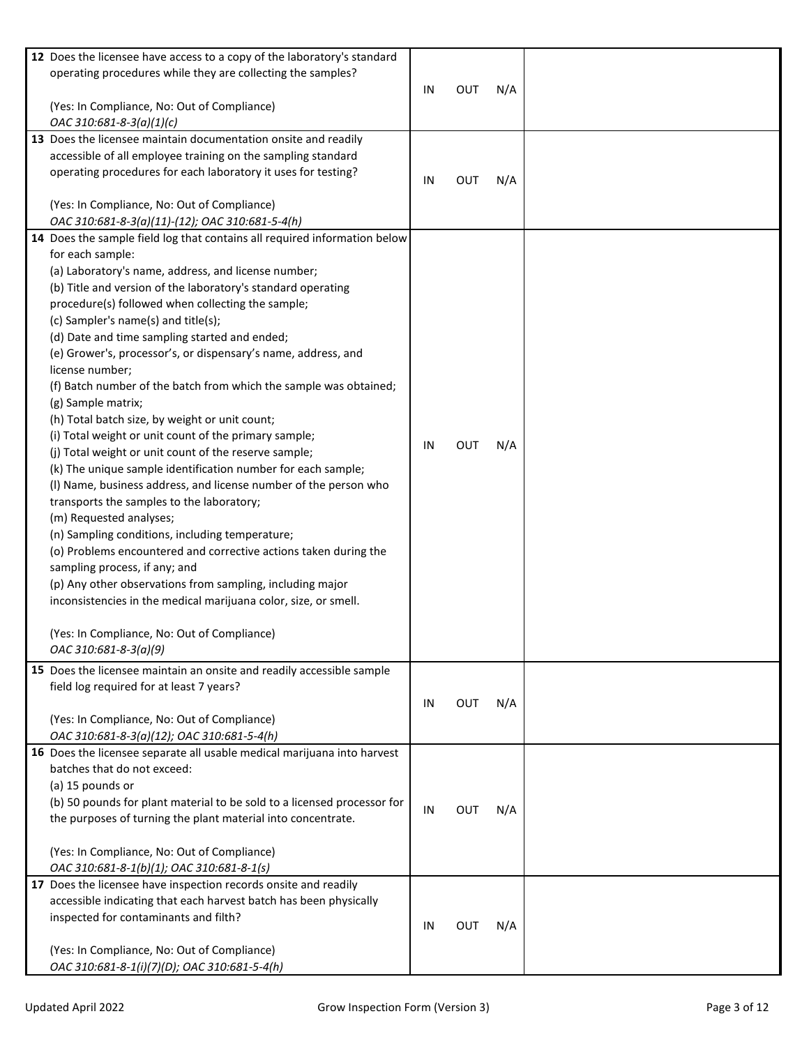| # | Question | IN | OUT | N/A | Comments |
|---|---|---|---|---|---|
| 12 | Does the licensee have access to a copy of the laboratory's standard operating procedures while they are collecting the samples?<br><br>(Yes: In Compliance, No: Out of Compliance)<br>*OAC 310:681-8-3(a)(1)(c)* | IN | OUT | N/A | |
| 13 | Does the licensee maintain documentation onsite and readily accessible of all employee training on the sampling standard operating procedures for each laboratory it uses for testing?<br><br>(Yes: In Compliance, No: Out of Compliance)<br>*OAC 310:681-8-3(a)(11)-(12); OAC 310:681-5-4(h)* | IN | OUT | N/A | |
| 14 | Does the sample field log that contains all required information below for each sample:<br>(a) Laboratory's name, address, and license number;<br>(b) Title and version of the laboratory's standard operating procedure(s) followed when collecting the sample;<br>(c) Sampler's name(s) and title(s);<br>(d) Date and time sampling started and ended;<br>(e) Grower's, processor's, or dispensary's name, address, and license number;<br>(f) Batch number of the batch from which the sample was obtained;<br>(g) Sample matrix;<br>(h) Total batch size, by weight or unit count;<br>(i) Total weight or unit count of the primary sample;<br>(j) Total weight or unit count of the reserve sample;<br>(k) The unique sample identification number for each sample;<br>(l) Name, business address, and license number of the person who transports the samples to the laboratory;<br>(m) Requested analyses;<br>(n) Sampling conditions, including temperature;<br>(o) Problems encountered and corrective actions taken during the sampling process, if any; and<br>(p) Any other observations from sampling, including major inconsistencies in the medical marijuana color, size, or smell.<br><br>(Yes: In Compliance, No: Out of Compliance)<br>*OAC 310:681-8-3(a)(9)* | IN | OUT | N/A | |
| 15 | Does the licensee maintain an onsite and readily accessible sample field log required for at least 7 years?<br><br>(Yes: In Compliance, No: Out of Compliance)<br>*OAC 310:681-8-3(a)(12); OAC 310:681-5-4(h)* | IN | OUT | N/A | |
| 16 | Does the licensee separate all usable medical marijuana into harvest batches that do not exceed:<br>(a) 15 pounds or<br>(b) 50 pounds for plant material to be sold to a licensed processor for the purposes of turning the plant material into concentrate.<br><br>(Yes: In Compliance, No: Out of Compliance)<br>*OAC 310:681-8-1(b)(1); OAC 310:681-8-1(s)* | IN | OUT | N/A | |
| 17 | Does the licensee have inspection records onsite and readily accessible indicating that each harvest batch has been physically inspected for contaminants and filth?<br><br>(Yes: In Compliance, No: Out of Compliance)<br>*OAC 310:681-8-1(i)(7)(D); OAC 310:681-5-4(h)* | IN | OUT | N/A | |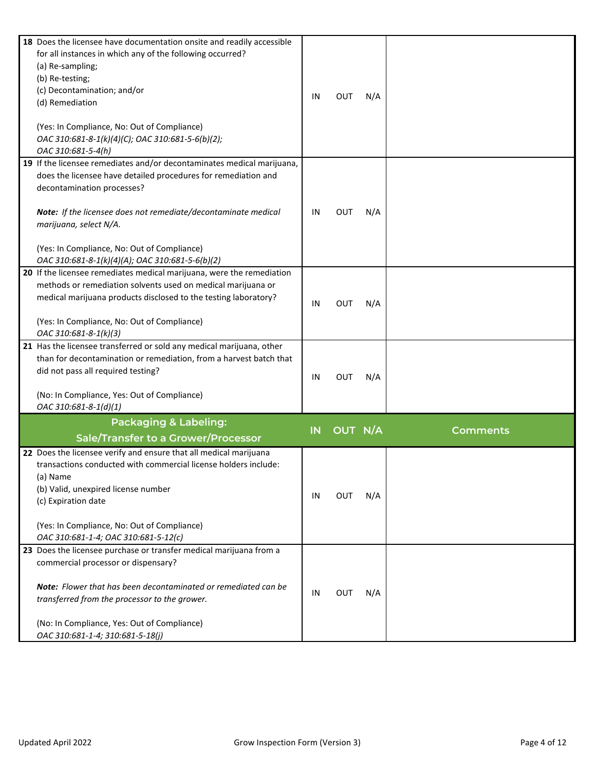| | IN | OUT | N/A | Comments |
|---|---|---|---|---|
| **18** Does the licensee have documentation onsite and readily accessible for all instances in which any of the following occurred?<br>(a) Re-sampling;<br>(b) Re-testing;<br>(c) Decontamination; and/or<br>(d) Remediation<br><br>(Yes: In Compliance, No: Out of Compliance)<br>*OAC 310:681-8-1(k)(4)(C); OAC 310:681-5-6(b)(2); OAC 310:681-5-4(h)* | IN | OUT | N/A | |
| **19** If the licensee remediates and/or decontaminates medical marijuana, does the licensee have detailed procedures for remediation and decontamination processes?<br><br>***Note:*** *If the licensee does not remediate/decontaminate medical marijuana, select N/A.*<br><br>(Yes: In Compliance, No: Out of Compliance)<br>*OAC 310:681-8-1(k)(4)(A); OAC 310:681-5-6(b)(2)* | IN | OUT | N/A | |
| **20** If the licensee remediates medical marijuana, were the remediation methods or remediation solvents used on medical marijuana or medical marijuana products disclosed to the testing laboratory?<br><br>(Yes: In Compliance, No: Out of Compliance)<br>*OAC 310:681-8-1(k)(3)* | IN | OUT | N/A | |
| **21** Has the licensee transferred or sold any medical marijuana, other than for decontamination or remediation, from a harvest batch that did not pass all required testing?<br><br>(No: In Compliance, Yes: Out of Compliance)<br>*OAC 310:681-8-1(d)(1)* | IN | OUT | N/A | |
| **Packaging & Labeling: Sale/Transfer to a Grower/Processor** | **IN** | **OUT** | **N/A** | **Comments** |
| **22** Does the licensee verify and ensure that all medical marijuana transactions conducted with commercial license holders include:<br>(a) Name<br>(b) Valid, unexpired license number<br>(c) Expiration date<br><br>(Yes: In Compliance, No: Out of Compliance)<br>*OAC 310:681-1-4; OAC 310:681-5-12(c)* | IN | OUT | N/A | |
| **23** Does the licensee purchase or transfer medical marijuana from a commercial processor or dispensary?<br><br>***Note:*** *Flower that has been decontaminated or remediated can be transferred from the processor to the grower.*<br><br>(No: In Compliance, Yes: Out of Compliance)<br>*OAC 310:681-1-4; 310:681-5-18(j)* | IN | OUT | N/A | |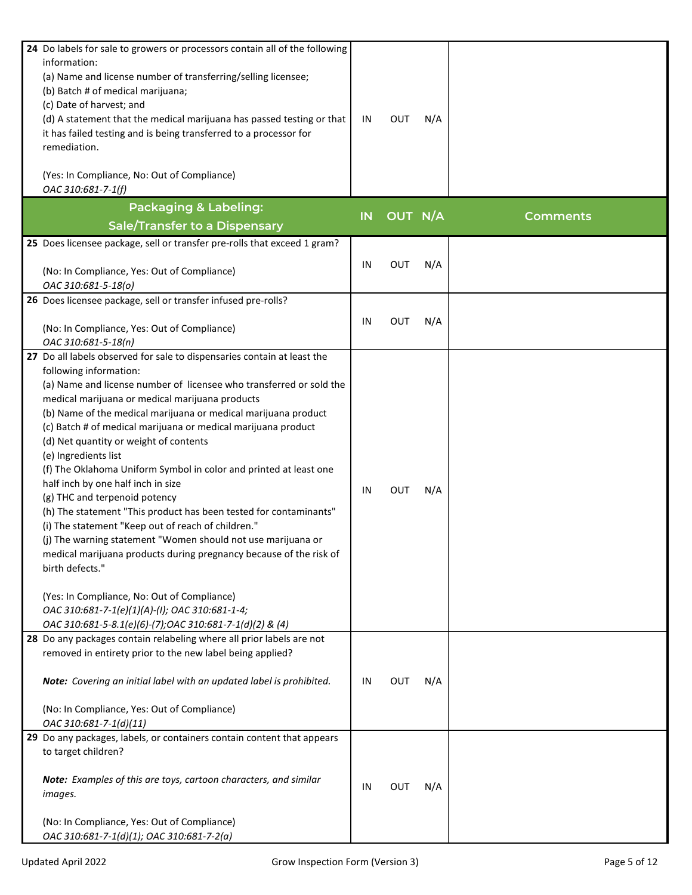| # | Question | IN | OUT | N/A | Comments |
|---|---|---|---|---|---|
| 24 | Do labels for sale to growers or processors contain all of the following information:<br>(a) Name and license number of transferring/selling licensee;<br>(b) Batch # of medical marijuana;<br>(c) Date of harvest; and<br>(d) A statement that the medical marijuana has passed testing or that it has failed testing and is being transferred to a processor for remediation.<br><br>(Yes: In Compliance, No: Out of Compliance)<br>*OAC 310:681-7-1(f)* | IN | OUT | N/A | |
| | **Packaging & Labeling: Sale/Transfer to a Dispensary** | **IN** | **OUT** | **N/A** | **Comments** |
| 25 | Does licensee package, sell or transfer pre-rolls that exceed 1 gram?<br><br>(No: In Compliance, Yes: Out of Compliance)<br>*OAC 310:681-5-18(o)* | IN | OUT | N/A | |
| 26 | Does licensee package, sell or transfer infused pre-rolls?<br><br>(No: In Compliance, Yes: Out of Compliance)<br>*OAC 310:681-5-18(n)* | IN | OUT | N/A | |
| 27 | Do all labels observed for sale to dispensaries contain at least the following information:<br>(a) Name and license number of licensee who transferred or sold the medical marijuana or medical marijuana products<br>(b) Name of the medical marijuana or medical marijuana product<br>(c) Batch # of medical marijuana or medical marijuana product<br>(d) Net quantity or weight of contents<br>(e) Ingredients list<br>(f) The Oklahoma Uniform Symbol in color and printed at least one half inch by one half inch in size<br>(g) THC and terpenoid potency<br>(h) The statement "This product has been tested for contaminants"<br>(i) The statement "Keep out of reach of children."<br>(j) The warning statement "Women should not use marijuana or medical marijuana products during pregnancy because of the risk of birth defects."<br><br>(Yes: In Compliance, No: Out of Compliance)<br>*OAC 310:681-7-1(e)(1)(A)-(I); OAC 310:681-1-4; OAC 310:681-5-8.1(e)(6)-(7);OAC 310:681-7-1(d)(2) & (4)* | IN | OUT | N/A | |
| 28 | Do any packages contain relabeling where all prior labels are not removed in entirety prior to the new label being applied?<br><br>***Note:*** *Covering an initial label with an updated label is prohibited.*<br><br>(No: In Compliance, Yes: Out of Compliance)<br>*OAC 310:681-7-1(d)(11)* | IN | OUT | N/A | |
| 29 | Do any packages, labels, or containers contain content that appears to target children?<br><br>***Note:*** *Examples of this are toys, cartoon characters, and similar images.*<br><br>(No: In Compliance, Yes: Out of Compliance)<br>*OAC 310:681-7-1(d)(1); OAC 310:681-7-2(a)* | IN | OUT | N/A | |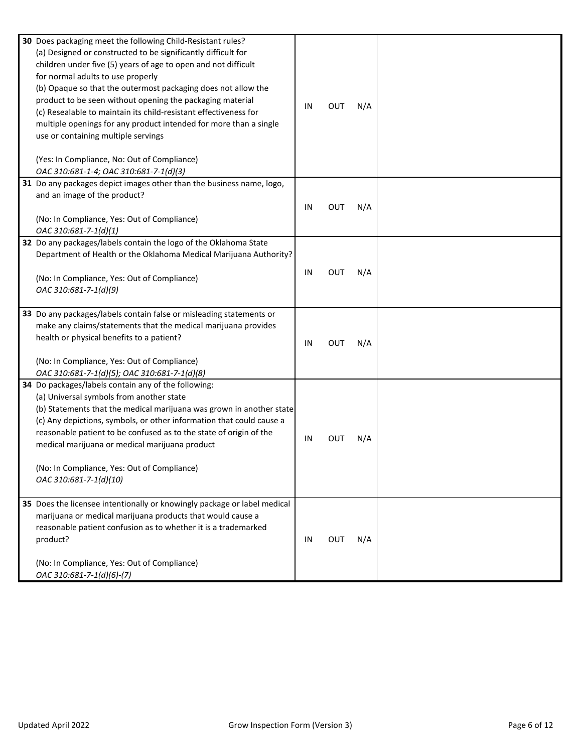| Item | | | | Notes |
|---|---|---|---|---|
| **30** Does packaging meet the following Child-Resistant rules?<br>(a) Designed or constructed to be significantly difficult for children under five (5) years of age to open and not difficult for normal adults to use properly<br>(b) Opaque so that the outermost packaging does not allow the product to be seen without opening the packaging material<br>(c) Resealable to maintain its child-resistant effectiveness for multiple openings for any product intended for more than a single use or containing multiple servings<br><br>(Yes: In Compliance, No: Out of Compliance)<br>*OAC 310:681-1-4; OAC 310:681-7-1(d)(3)* | IN | OUT | N/A | |
| **31** Do any packages depict images other than the business name, logo, and an image of the product?<br><br>(No: In Compliance, Yes: Out of Compliance)<br>*OAC 310:681-7-1(d)(1)* | IN | OUT | N/A | |
| **32** Do any packages/labels contain the logo of the Oklahoma State Department of Health or the Oklahoma Medical Marijuana Authority?<br><br>(No: In Compliance, Yes: Out of Compliance)<br>*OAC 310:681-7-1(d)(9)* | IN | OUT | N/A | |
| **33** Do any packages/labels contain false or misleading statements or make any claims/statements that the medical marijuana provides health or physical benefits to a patient?<br><br>(No: In Compliance, Yes: Out of Compliance)<br>*OAC 310:681-7-1(d)(5); OAC 310:681-7-1(d)(8)* | IN | OUT | N/A | |
| **34** Do packages/labels contain any of the following:<br>(a) Universal symbols from another state<br>(b) Statements that the medical marijuana was grown in another state<br>(c) Any depictions, symbols, or other information that could cause a reasonable patient to be confused as to the state of origin of the medical marijuana or medical marijuana product<br><br>(No: In Compliance, Yes: Out of Compliance)<br>*OAC 310:681-7-1(d)(10)* | IN | OUT | N/A | |
| **35** Does the licensee intentionally or knowingly package or label medical marijuana or medical marijuana products that would cause a reasonable patient confusion as to whether it is a trademarked product?<br><br>(No: In Compliance, Yes: Out of Compliance)<br>*OAC 310:681-7-1(d)(6)-(7)* | IN | OUT | N/A | |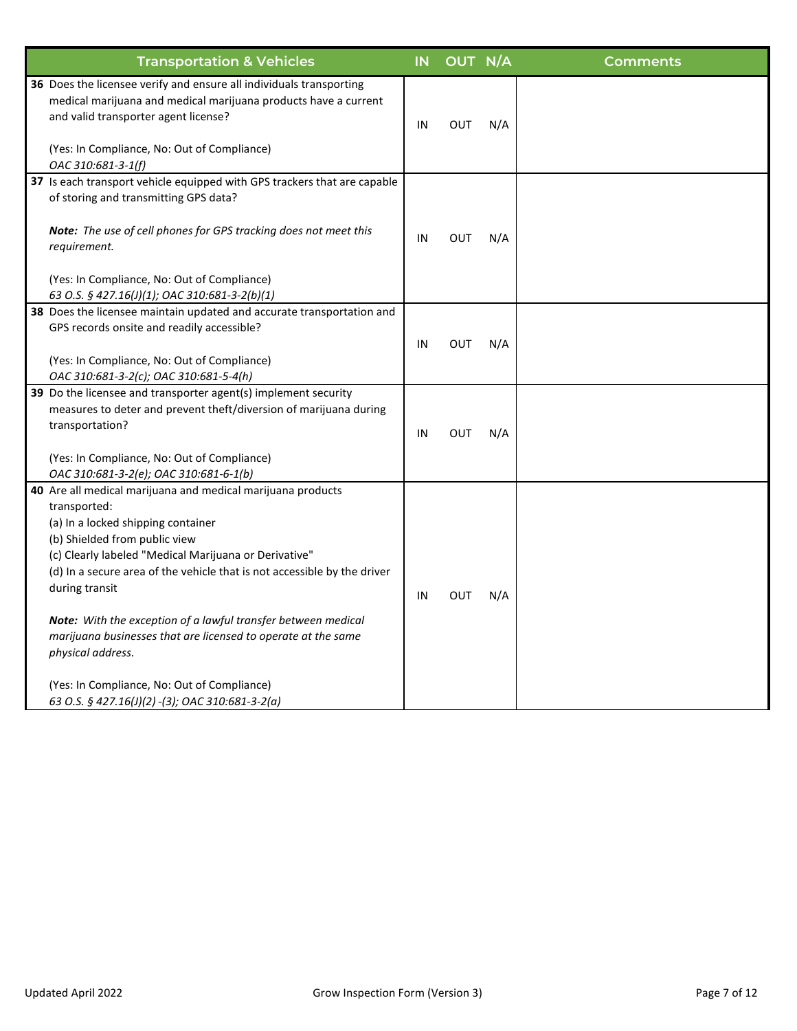| | Transportation & Vehicles | IN | OUT | N/A | Comments |
|---|---|---|---|---|---|
| 36 | Does the licensee verify and ensure all individuals transporting medical marijuana and medical marijuana products have a current and valid transporter agent license?<br><br>(Yes: In Compliance, No: Out of Compliance)<br>*OAC 310:681-3-1(f)* | IN | OUT | N/A | |
| 37 | Is each transport vehicle equipped with GPS trackers that are capable of storing and transmitting GPS data?<br><br>***Note:*** *The use of cell phones for GPS tracking does not meet this requirement.*<br><br>(Yes: In Compliance, No: Out of Compliance)<br>*63 O.S. § 427.16(J)(1); OAC 310:681-3-2(b)(1)* | IN | OUT | N/A | |
| 38 | Does the licensee maintain updated and accurate transportation and GPS records onsite and readily accessible?<br><br>(Yes: In Compliance, No: Out of Compliance)<br>*OAC 310:681-3-2(c); OAC 310:681-5-4(h)* | IN | OUT | N/A | |
| 39 | Do the licensee and transporter agent(s) implement security measures to deter and prevent theft/diversion of marijuana during transportation?<br><br>(Yes: In Compliance, No: Out of Compliance)<br>*OAC 310:681-3-2(e); OAC 310:681-6-1(b)* | IN | OUT | N/A | |
| 40 | Are all medical marijuana and medical marijuana products transported:<br>(a) In a locked shipping container<br>(b) Shielded from public view<br>(c) Clearly labeled "Medical Marijuana or Derivative"<br>(d) In a secure area of the vehicle that is not accessible by the driver during transit<br><br>***Note:*** *With the exception of a lawful transfer between medical marijuana businesses that are licensed to operate at the same physical address.*<br><br>(Yes: In Compliance, No: Out of Compliance)<br>*63 O.S. § 427.16(J)(2) -(3); OAC 310:681-3-2(a)* | IN | OUT | N/A | |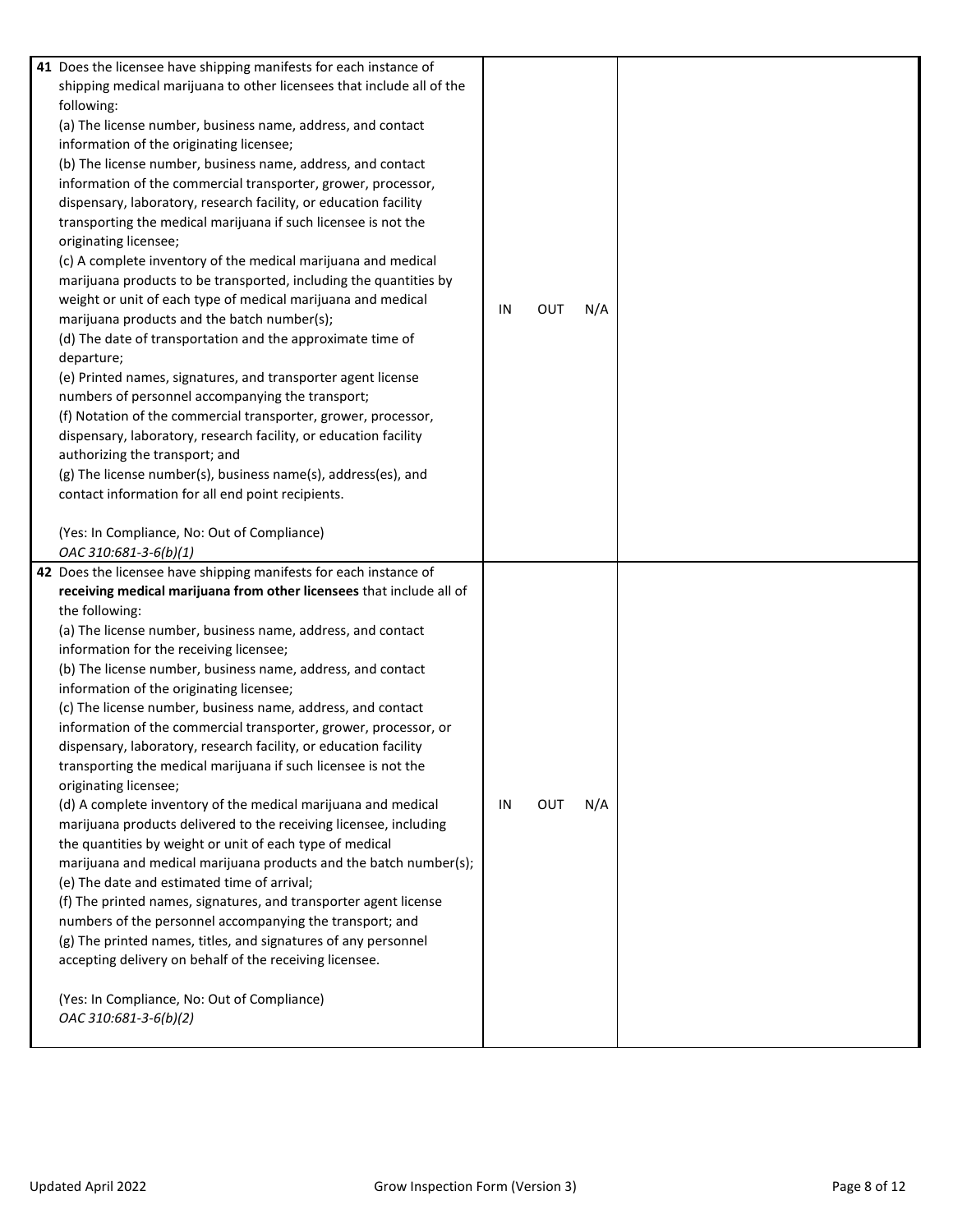| Question | Status | Notes |
|---|---|---|
| **41** Does the licensee have shipping manifests for each instance of shipping medical marijuana to other licensees that include all of the following:<br>(a) The license number, business name, address, and contact information of the originating licensee;<br>(b) The license number, business name, address, and contact information of the commercial transporter, grower, processor, dispensary, laboratory, research facility, or education facility transporting the medical marijuana if such licensee is not the originating licensee;<br>(c) A complete inventory of the medical marijuana and medical marijuana products to be transported, including the quantities by weight or unit of each type of medical marijuana and medical marijuana products and the batch number(s);<br>(d) The date of transportation and the approximate time of departure;<br>(e) Printed names, signatures, and transporter agent license numbers of personnel accompanying the transport;<br>(f) Notation of the commercial transporter, grower, processor, dispensary, laboratory, research facility, or education facility authorizing the transport; and<br>(g) The license number(s), business name(s), address(es), and contact information for all end point recipients.<br><br>(Yes: In Compliance, No: Out of Compliance)<br>*OAC 310:681-3-6(b)(1)* | IN OUT N/A | |
| **42** Does the licensee have shipping manifests for each instance of **receiving medical marijuana from other licensees** that include all of the following:<br>(a) The license number, business name, address, and contact information for the receiving licensee;<br>(b) The license number, business name, address, and contact information of the originating licensee;<br>(c) The license number, business name, address, and contact information of the commercial transporter, grower, processor, or dispensary, laboratory, research facility, or education facility transporting the medical marijuana if such licensee is not the originating licensee;<br>(d) A complete inventory of the medical marijuana and medical marijuana products delivered to the receiving licensee, including the quantities by weight or unit of each type of medical marijuana and medical marijuana products and the batch number(s);<br>(e) The date and estimated time of arrival;<br>(f) The printed names, signatures, and transporter agent license numbers of the personnel accompanying the transport; and<br>(g) The printed names, titles, and signatures of any personnel accepting delivery on behalf of the receiving licensee.<br><br>(Yes: In Compliance, No: Out of Compliance)<br>*OAC 310:681-3-6(b)(2)* | IN OUT N/A | |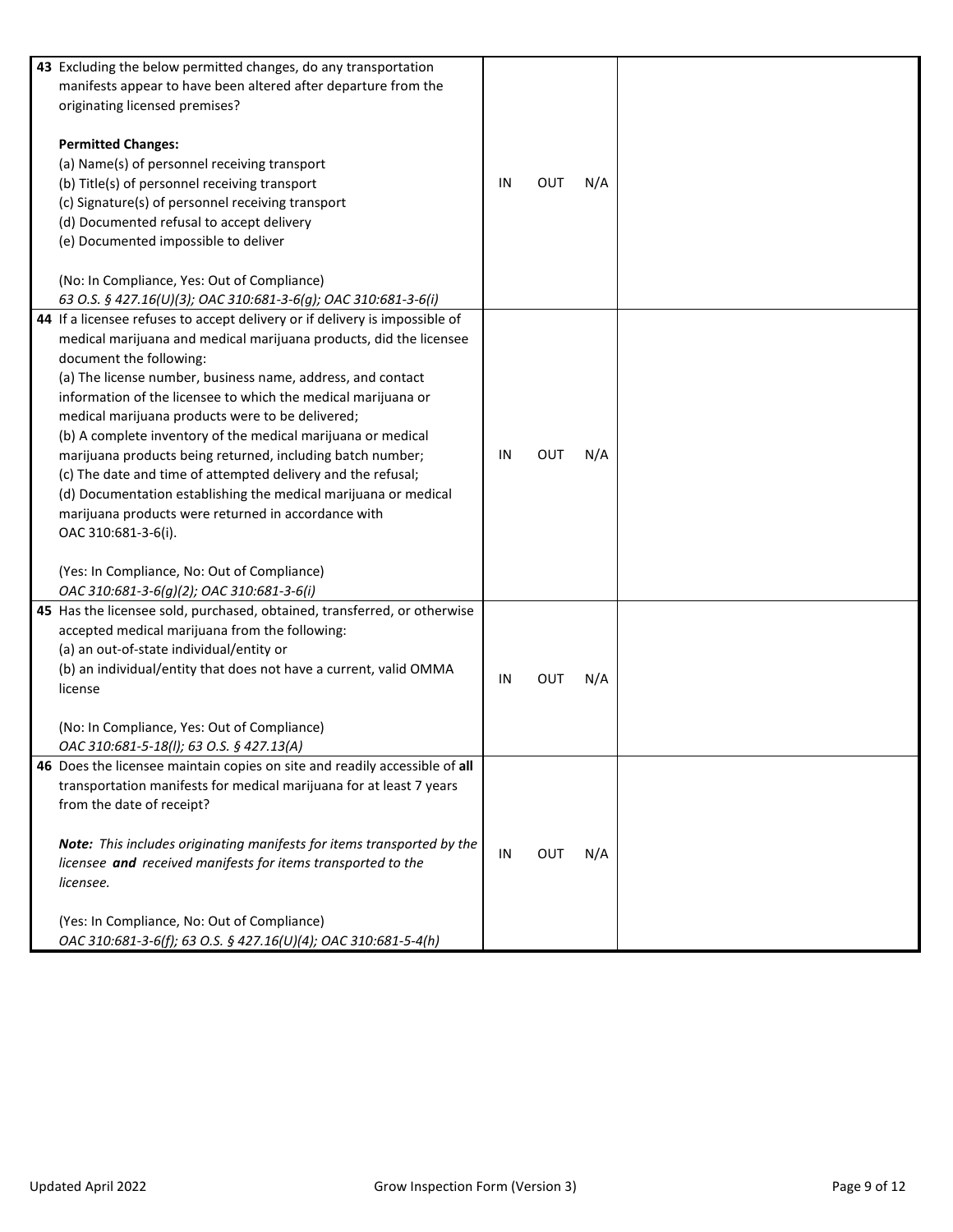| # | Item | IN | OUT | N/A | Comments |
|---|---|---|---|---|---|
| 43 | Excluding the below permitted changes, do any transportation manifests appear to have been altered after departure from the originating licensed premises?<br><br>**Permitted Changes:**<br>(a) Name(s) of personnel receiving transport<br>(b) Title(s) of personnel receiving transport<br>(c) Signature(s) of personnel receiving transport<br>(d) Documented refusal to accept delivery<br>(e) Documented impossible to deliver<br><br>(No: In Compliance, Yes: Out of Compliance)<br>*63 O.S. § 427.16(U)(3); OAC 310:681-3-6(g); OAC 310:681-3-6(i)* | IN | OUT | N/A | |
| 44 | If a licensee refuses to accept delivery or if delivery is impossible of medical marijuana and medical marijuana products, did the licensee document the following:<br>(a) The license number, business name, address, and contact information of the licensee to which the medical marijuana or medical marijuana products were to be delivered;<br>(b) A complete inventory of the medical marijuana or medical marijuana products being returned, including batch number;<br>(c) The date and time of attempted delivery and the refusal;<br>(d) Documentation establishing the medical marijuana or medical marijuana products were returned in accordance with OAC 310:681-3-6(i).<br><br>(Yes: In Compliance, No: Out of Compliance)<br>*OAC 310:681-3-6(g)(2); OAC 310:681-3-6(i)* | IN | OUT | N/A | |
| 45 | Has the licensee sold, purchased, obtained, transferred, or otherwise accepted medical marijuana from the following:<br>(a) an out-of-state individual/entity or<br>(b) an individual/entity that does not have a current, valid OMMA license<br><br>(No: In Compliance, Yes: Out of Compliance)<br>*OAC 310:681-5-18(l); 63 O.S. § 427.13(A)* | IN | OUT | N/A | |
| 46 | Does the licensee maintain copies on site and readily accessible of **all** transportation manifests for medical marijuana for at least 7 years from the date of receipt?<br><br>***Note:** This includes originating manifests for items transported by the licensee **and** received manifests for items transported to the licensee.*<br><br>(Yes: In Compliance, No: Out of Compliance)<br>*OAC 310:681-3-6(f); 63 O.S. § 427.16(U)(4); OAC 310:681-5-4(h)* | IN | OUT | N/A | |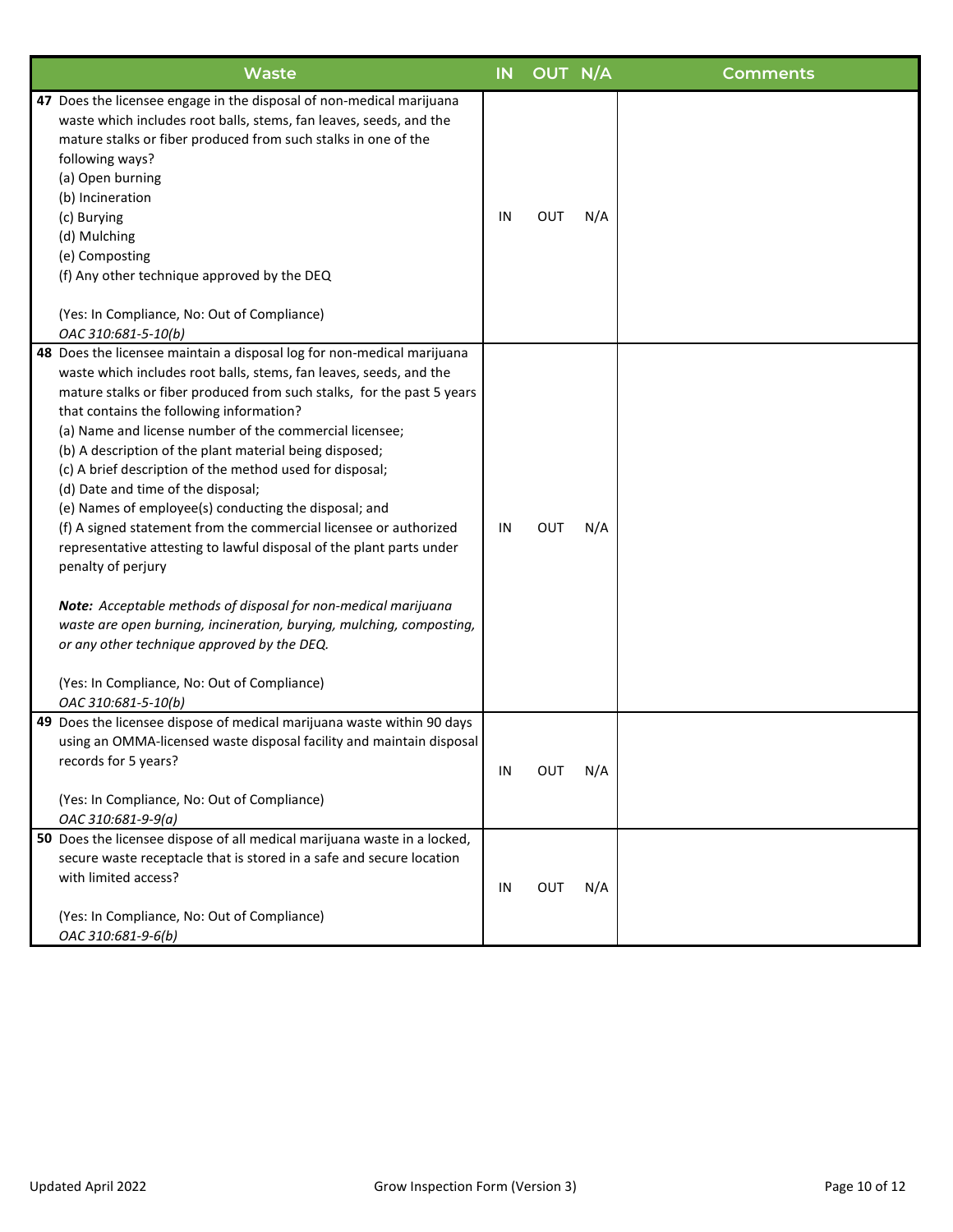| Waste | IN | OUT | N/A | Comments |
|---|---|---|---|---|
| **47** Does the licensee engage in the disposal of non-medical marijuana waste which includes root balls, stems, fan leaves, seeds, and the mature stalks or fiber produced from such stalks in one of the following ways?<br>(a) Open burning<br>(b) Incineration<br>(c) Burying<br>(d) Mulching<br>(e) Composting<br>(f) Any other technique approved by the DEQ<br><br>(Yes: In Compliance, No: Out of Compliance)<br>*OAC 310:681-5-10(b)* | IN | OUT | N/A | |
| **48** Does the licensee maintain a disposal log for non-medical marijuana waste which includes root balls, stems, fan leaves, seeds, and the mature stalks or fiber produced from such stalks, for the past 5 years that contains the following information?<br>(a) Name and license number of the commercial licensee;<br>(b) A description of the plant material being disposed;<br>(c) A brief description of the method used for disposal;<br>(d) Date and time of the disposal;<br>(e) Names of employee(s) conducting the disposal; and<br>(f) A signed statement from the commercial licensee or authorized representative attesting to lawful disposal of the plant parts under penalty of perjury<br><br>***Note:*** *Acceptable methods of disposal for non-medical marijuana waste are open burning, incineration, burying, mulching, composting, or any other technique approved by the DEQ.*<br><br>(Yes: In Compliance, No: Out of Compliance)<br>*OAC 310:681-5-10(b)* | IN | OUT | N/A | |
| **49** Does the licensee dispose of medical marijuana waste within 90 days using an OMMA-licensed waste disposal facility and maintain disposal records for 5 years?<br><br>(Yes: In Compliance, No: Out of Compliance)<br>*OAC 310:681-9-9(a)* | IN | OUT | N/A | |
| **50** Does the licensee dispose of all medical marijuana waste in a locked, secure waste receptacle that is stored in a safe and secure location with limited access?<br><br>(Yes: In Compliance, No: Out of Compliance)<br>*OAC 310:681-9-6(b)* | IN | OUT | N/A | |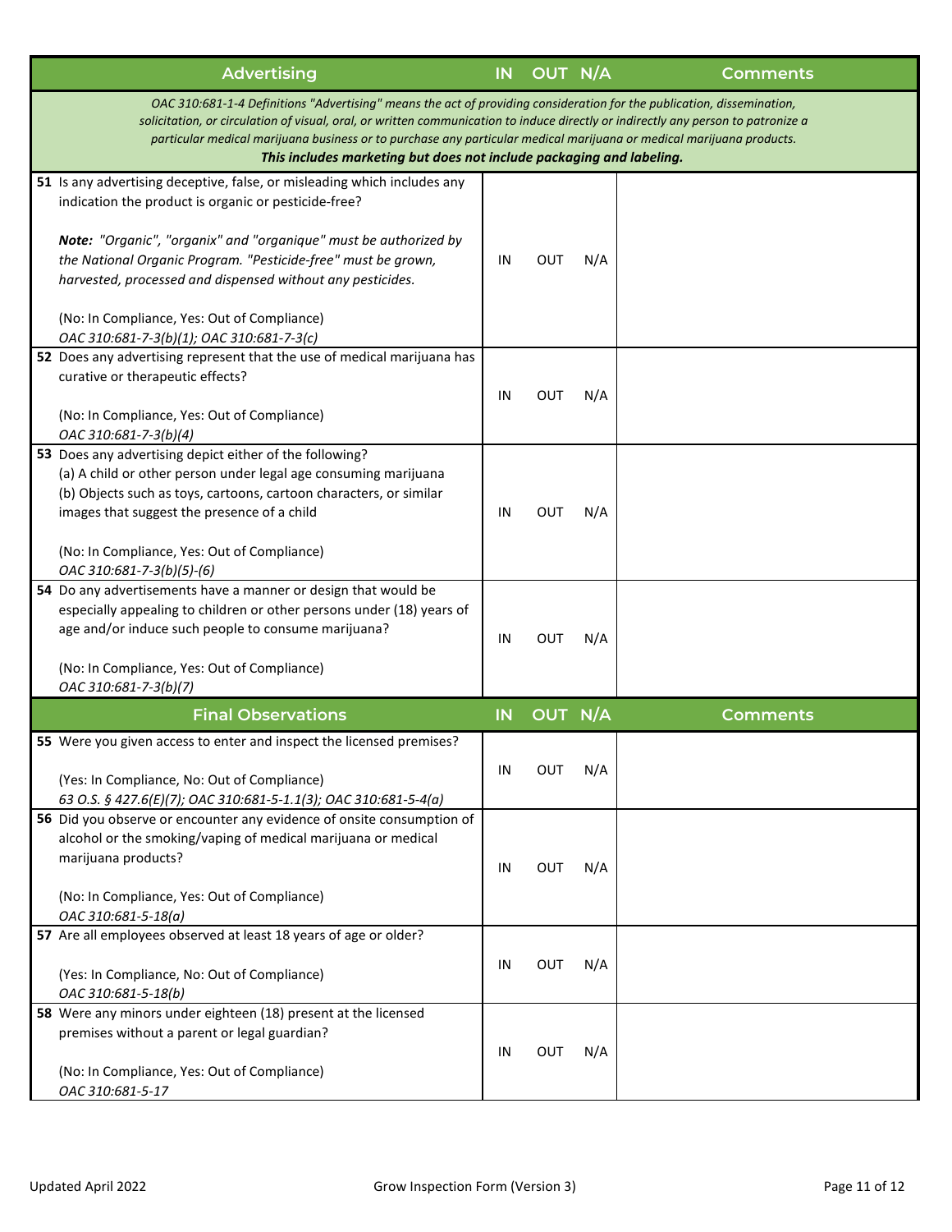| Advertising | IN | OUT | N/A | Comments |
|---|---|---|---|---|
| *OAC 310:681-1-4 Definitions "Advertising" means the act of providing consideration for the publication, dissemination, solicitation, or circulation of visual, oral, or written communication to induce directly or indirectly any person to patronize a particular medical marijuana business or to purchase any particular medical marijuana or medical marijuana products.* ***This includes marketing but does not include packaging and labeling.*** | | | | |
| **51** Is any advertising deceptive, false, or misleading which includes any indication the product is organic or pesticide-free?<br><br>***Note:*** *"Organic", "organix" and "organique" must be authorized by the National Organic Program. "Pesticide-free" must be grown, harvested, processed and dispensed without any pesticides.*<br><br>(No: In Compliance, Yes: Out of Compliance)<br>*OAC 310:681-7-3(b)(1); OAC 310:681-7-3(c)* | IN | OUT | N/A | |
| **52** Does any advertising represent that the use of medical marijuana has curative or therapeutic effects?<br><br>(No: In Compliance, Yes: Out of Compliance)<br>*OAC 310:681-7-3(b)(4)* | IN | OUT | N/A | |
| **53** Does any advertising depict either of the following?<br>(a) A child or other person under legal age consuming marijuana<br>(b) Objects such as toys, cartoons, cartoon characters, or similar images that suggest the presence of a child<br><br>(No: In Compliance, Yes: Out of Compliance)<br>*OAC 310:681-7-3(b)(5)-(6)* | IN | OUT | N/A | |
| **54** Do any advertisements have a manner or design that would be especially appealing to children or other persons under (18) years of age and/or induce such people to consume marijuana?<br><br>(No: In Compliance, Yes: Out of Compliance)<br>*OAC 310:681-7-3(b)(7)* | IN | OUT | N/A | |

| Final Observations | IN | OUT | N/A | Comments |
|---|---|---|---|---|
| **55** Were you given access to enter and inspect the licensed premises?<br><br>(Yes: In Compliance, No: Out of Compliance)<br>*63 O.S. § 427.6(E)(7); OAC 310:681-5-1.1(3); OAC 310:681-5-4(a)* | IN | OUT | N/A | |
| **56** Did you observe or encounter any evidence of onsite consumption of alcohol or the smoking/vaping of medical marijuana or medical marijuana products?<br><br>(No: In Compliance, Yes: Out of Compliance)<br>*OAC 310:681-5-18(a)* | IN | OUT | N/A | |
| **57** Are all employees observed at least 18 years of age or older?<br><br>(Yes: In Compliance, No: Out of Compliance)<br>*OAC 310:681-5-18(b)* | IN | OUT | N/A | |
| **58** Were any minors under eighteen (18) present at the licensed premises without a parent or legal guardian?<br><br>(No: In Compliance, Yes: Out of Compliance)<br>*OAC 310:681-5-17* | IN | OUT | N/A | |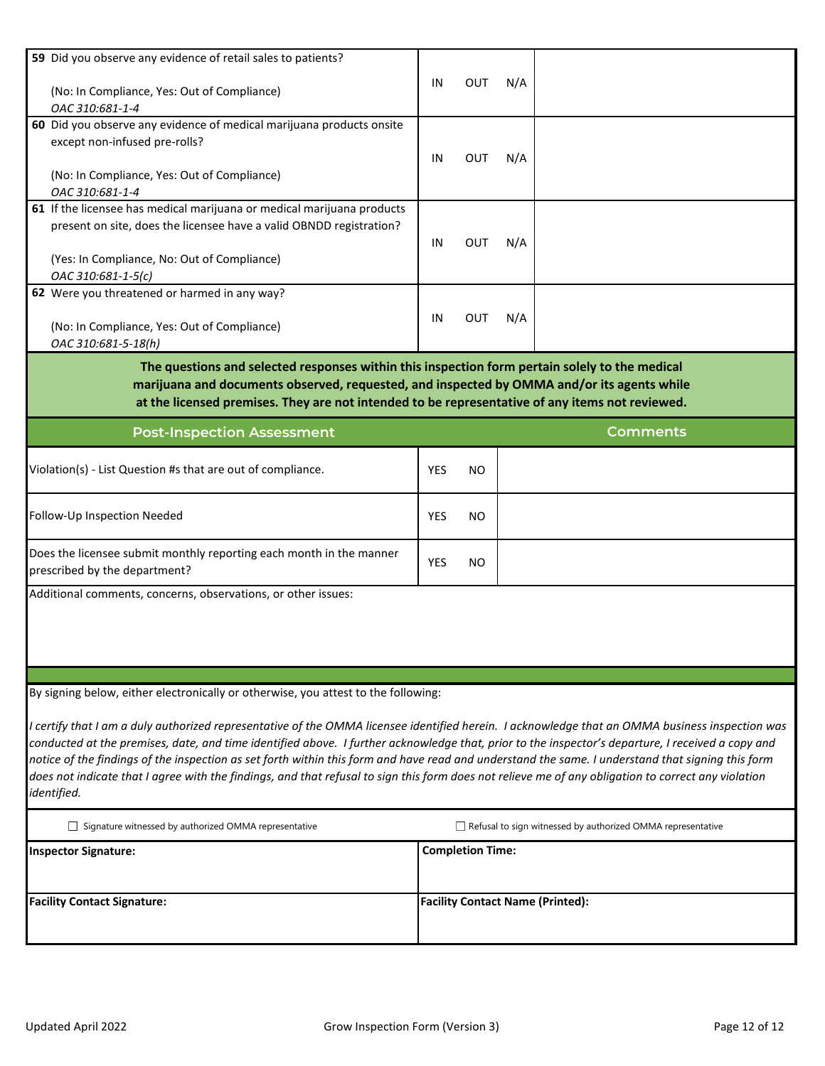| | | | | |
|---|---|---|---|---|
| **59** Did you observe any evidence of retail sales to patients?<br><br>(No: In Compliance, Yes: Out of Compliance)<br>*OAC 310:681-1-4* | IN | OUT | N/A | |
| **60** Did you observe any evidence of medical marijuana products onsite except non-infused pre-rolls?<br><br>(No: In Compliance, Yes: Out of Compliance)<br>*OAC 310:681-1-4* | IN | OUT | N/A | |
| **61** If the licensee has medical marijuana or medical marijuana products present on site, does the licensee have a valid OBNDD registration?<br><br>(Yes: In Compliance, No: Out of Compliance)<br>*OAC 310:681-1-5(c)* | IN | OUT | N/A | |
| **62** Were you threatened or harmed in any way?<br><br>(No: In Compliance, Yes: Out of Compliance)<br>*OAC 310:681-5-18(h)* | IN | OUT | N/A | |

**The questions and selected responses within this inspection form pertain solely to the medical marijuana and documents observed, requested, and inspected by OMMA and/or its agents while at the licensed premises. They are not intended to be representative of any items not reviewed.**

| Post-Inspection Assessment | | | Comments |
|---|---|---|---|
| Violation(s) - List Question #s that are out of compliance. | YES | NO | |
| Follow-Up Inspection Needed | YES | NO | |
| Does the licensee submit monthly reporting each month in the manner prescribed by the department? | YES | NO | |

Additional comments, concerns, observations, or other issues:

By signing below, either electronically or otherwise, you attest to the following:

*I certify that I am a duly authorized representative of the OMMA licensee identified herein. I acknowledge that an OMMA business inspection was conducted at the premises, date, and time identified above. I further acknowledge that, prior to the inspector's departure, I received a copy and notice of the findings of the inspection as set forth within this form and have read and understand the same. I understand that signing this form does not indicate that I agree with the findings, and that refusal to sign this form does not relieve me of any obligation to correct any violation identified.*

| | |
|---|---|
| ☐ Signature witnessed by authorized OMMA representative | ☐ Refusal to sign witnessed by authorized OMMA representative |
| **Inspector Signature:** | **Completion Time:** |
| **Facility Contact Signature:** | **Facility Contact Name (Printed):** |